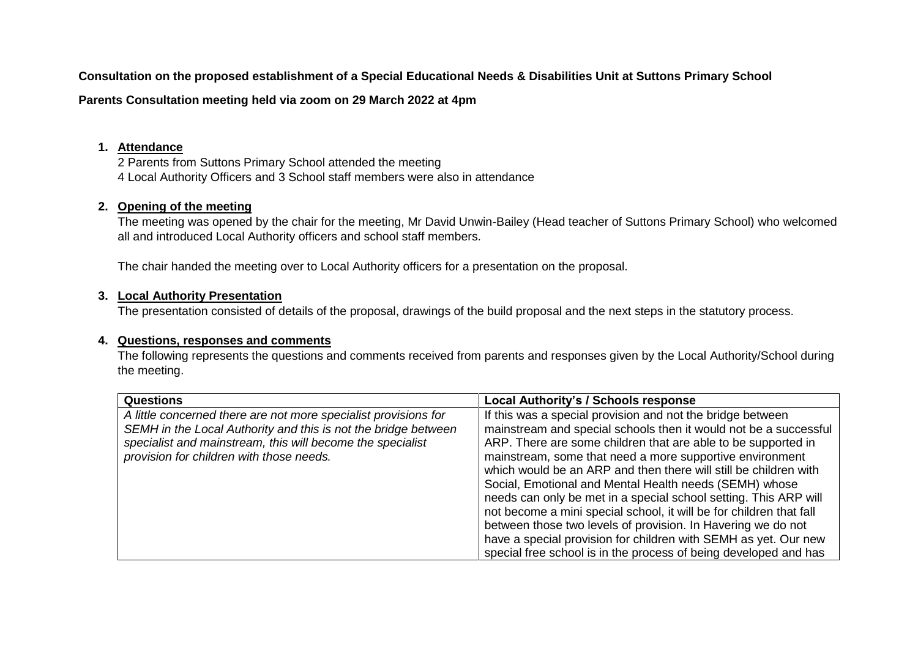**Consultation on the proposed establishment of a Special Educational Needs & Disabilities Unit at Suttons Primary School**

**Parents Consultation meeting held via zoom on 29 March 2022 at 4pm**

1. **Attendance**

   2 Parents from Suttons Primary School attended the meeting
   4 Local Authority Officers and 3 School staff members were also in attendance

2. **Opening of the meeting**

   The meeting was opened by the chair for the meeting, Mr David Unwin-Bailey (Head teacher of Suttons Primary School) who welcomed all and introduced Local Authority officers and school staff members.

   The chair handed the meeting over to Local Authority officers for a presentation on the proposal.

3. **Local Authority Presentation**

   The presentation consisted of details of the proposal, drawings of the build proposal and the next steps in the statutory process.

4. **Questions, responses and comments**

   The following represents the questions and comments received from parents and responses given by the Local Authority/School during the meeting.

| Questions | Local Authority's / Schools response |
| --- | --- |
| *A little concerned there are not more specialist provisions for SEMH in the Local Authority and this is not the bridge between specialist and mainstream, this will become the specialist provision for children with those needs.* | If this was a special provision and not the bridge between mainstream and special schools then it would not be a successful ARP. There are some children that are able to be supported in mainstream, some that need a more supportive environment which would be an ARP and then there will still be children with Social, Emotional and Mental Health needs (SEMH) whose needs can only be met in a special school setting. This ARP will not become a mini special school, it will be for children that fall between those two levels of provision. In Havering we do not have a special provision for children with SEMH as yet. Our new special free school is in the process of being developed and has |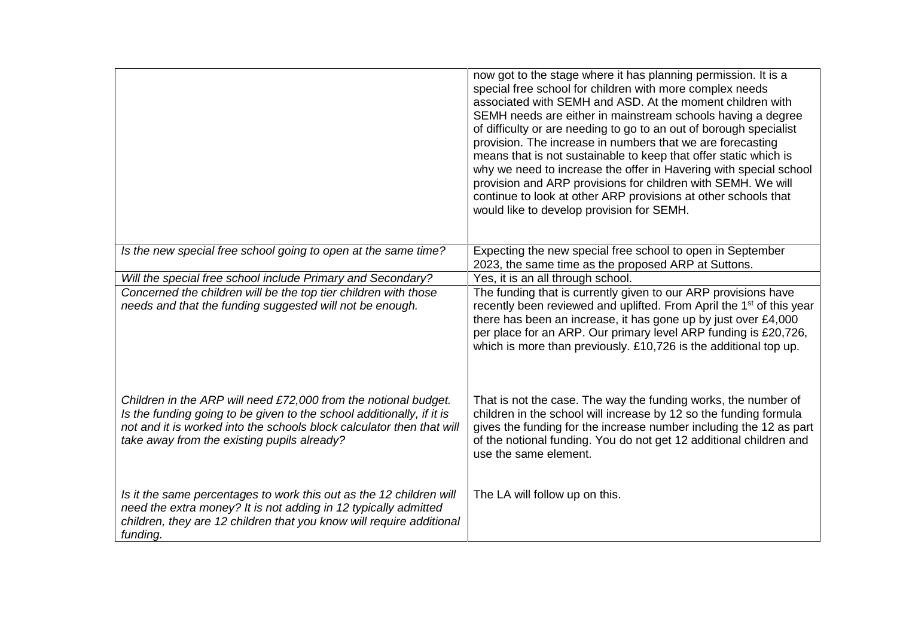| | |
|---|---|
| | now got to the stage where it has planning permission. It is a special free school for children with more complex needs associated with SEMH and ASD. At the moment children with SEMH needs are either in mainstream schools having a degree of difficulty or are needing to go to an out of borough specialist provision. The increase in numbers that we are forecasting means that is not sustainable to keep that offer static which is why we need to increase the offer in Havering with special school provision and ARP provisions for children with SEMH. We will continue to look at other ARP provisions at other schools that would like to develop provision for SEMH. |
| *Is the new special free school going to open at the same time?* | Expecting the new special free school to open in September 2023, the same time as the proposed ARP at Suttons. |
| *Will the special free school include Primary and Secondary?* | Yes, it is an all through school. |
| *Concerned the children will be the top tier children with those needs and that the funding suggested will not be enough.* | The funding that is currently given to our ARP provisions have recently been reviewed and uplifted. From April the 1st of this year there has been an increase, it has gone up by just over £4,000 per place for an ARP. Our primary level ARP funding is £20,726, which is more than previously. £10,726 is the additional top up. |
| *Children in the ARP will need £72,000 from the notional budget. Is the funding going to be given to the school additionally, if it is not and it is worked into the schools block calculator then that will take away from the existing pupils already?* | That is not the case. The way the funding works, the number of children in the school will increase by 12 so the funding formula gives the funding for the increase number including the 12 as part of the notional funding. You do not get 12 additional children and use the same element. |
| *Is it the same percentages to work this out as the 12 children will need the extra money? It is not adding in 12 typically admitted children, they are 12 children that you know will require additional funding.* | The LA will follow up on this. |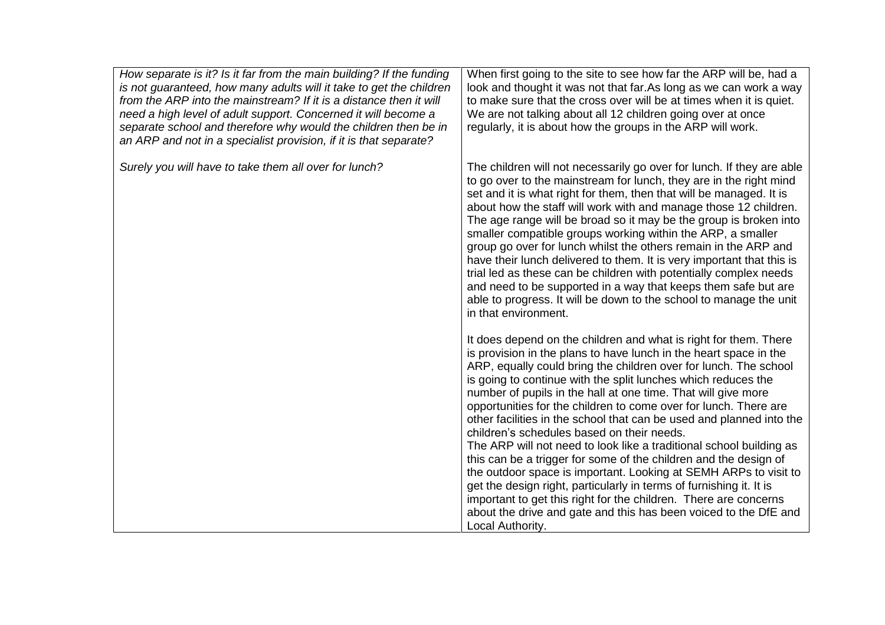| | |
|---|---|
| *How separate is it? Is it far from the main building? If the funding is not guaranteed, how many adults will it take to get the children from the ARP into the mainstream? If it is a distance then it will need a high level of adult support. Concerned it will become a separate school and therefore why would the children then be in an ARP and not in a specialist provision, if it is that separate?* | When first going to the site to see how far the ARP will be, had a look and thought it was not that far.As long as we can work a way to make sure that the cross over will be at times when it is quiet. We are not talking about all 12 children going over at once regularly, it is about how the groups in the ARP will work. |
| *Surely you will have to take them all over for lunch?* | The children will not necessarily go over for lunch. If they are able to go over to the mainstream for lunch, they are in the right mind set and it is what right for them, then that will be managed. It is about how the staff will work with and manage those 12 children. The age range will be broad so it may be the group is broken into smaller compatible groups working within the ARP, a smaller group go over for lunch whilst the others remain in the ARP and have their lunch delivered to them. It is very important that this is trial led as these can be children with potentially complex needs and need to be supported in a way that keeps them safe but are able to progress. It will be down to the school to manage the unit in that environment.<br><br>It does depend on the children and what is right for them. There is provision in the plans to have lunch in the heart space in the ARP, equally could bring the children over for lunch. The school is going to continue with the split lunches which reduces the number of pupils in the hall at one time. That will give more opportunities for the children to come over for lunch. There are other facilities in the school that can be used and planned into the children's schedules based on their needs.<br>The ARP will not need to look like a traditional school building as this can be a trigger for some of the children and the design of the outdoor space is important. Looking at SEMH ARPs to visit to get the design right, particularly in terms of furnishing it. It is important to get this right for the children. There are concerns about the drive and gate and this has been voiced to the DfE and Local Authority. |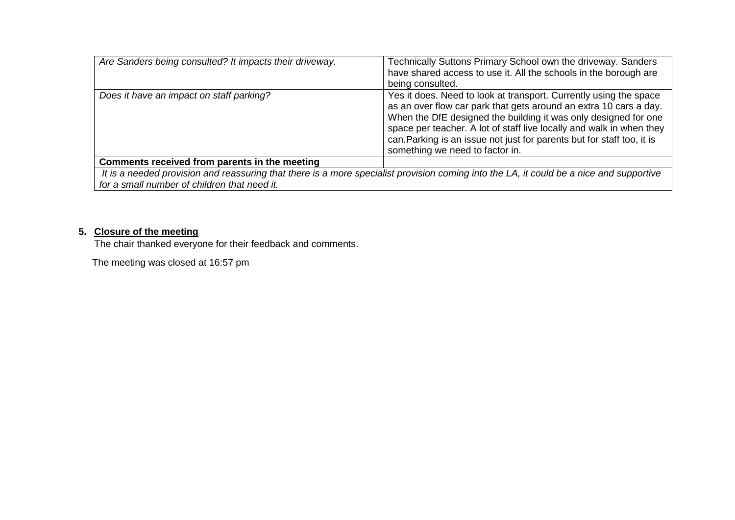| | |
|---|---|
| *Are Sanders being consulted? It impacts their driveway.* | Technically Suttons Primary School own the driveway. Sanders have shared access to use it. All the schools in the borough are being consulted. |
| *Does it have an impact on staff parking?* | Yes it does. Need to look at transport. Currently using the space as an over flow car park that gets around an extra 10 cars a day. When the DfE designed the building it was only designed for one space per teacher. A lot of staff live locally and walk in when they can.Parking is an issue not just for parents but for staff too, it is something we need to factor in. |
| **Comments received from parents in the meeting** | |
| *It is a needed provision and reassuring that there is a more specialist provision coming into the LA, it could be a nice and supportive for a small number of children that need it.* | |

5. **Closure of the meeting**

The chair thanked everyone for their feedback and comments.

The meeting was closed at 16:57 pm